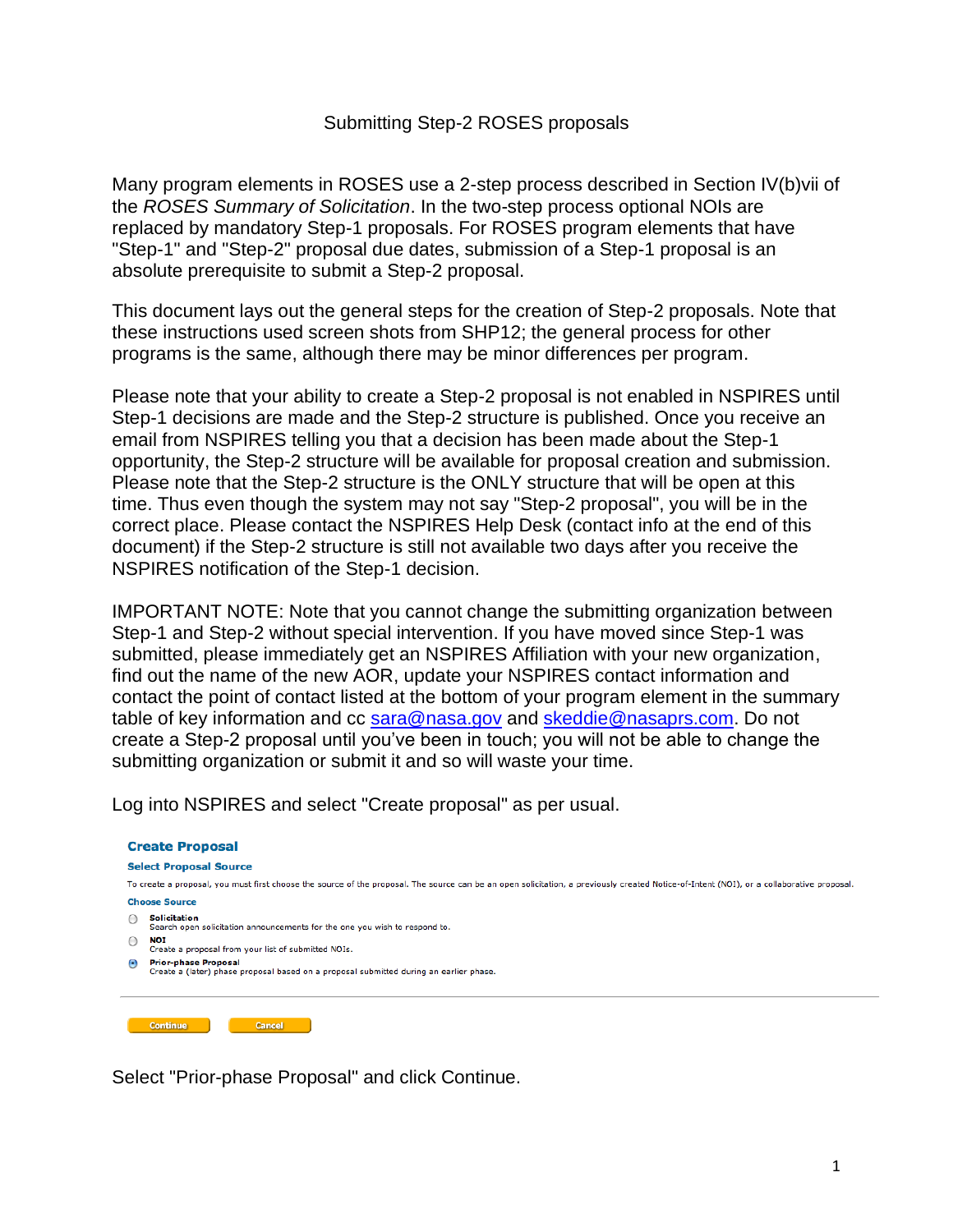# Submitting Step-2 ROSES proposals

Many program elements in ROSES use a 2-step process described in Section IV(b)vii of the *ROSES Summary of Solicitation*. In the two-step process optional NOIs are replaced by mandatory Step-1 proposals. For ROSES program elements that have "Step-1" and "Step-2" proposal due dates, submission of a Step-1 proposal is an absolute prerequisite to submit a Step-2 proposal.

This document lays out the general steps for the creation of Step-2 proposals. Note that these instructions used screen shots from SHP12; the general process for other programs is the same, although there may be minor differences per program.

Please note that your ability to create a Step-2 proposal is not enabled in NSPIRES until Step-1 decisions are made and the Step-2 structure is published. Once you receive an email from NSPIRES telling you that a decision has been made about the Step-1 opportunity, the Step-2 structure will be available for proposal creation and submission. Please note that the Step-2 structure is the ONLY structure that will be open at this time. Thus even though the system may not say "Step-2 proposal", you will be in the correct place. Please contact the NSPIRES Help Desk (contact info at the end of this document) if the Step-2 structure is still not available two days after you receive the NSPIRES notification of the Step-1 decision.

IMPORTANT NOTE: Note that you cannot change the submitting organization between Step-1 and Step-2 without special intervention. If you have moved since Step-1 was submitted, please immediately get an NSPIRES Affiliation with your new organization, find out the name of the new AOR, update your NSPIRES contact information and contact the point of contact listed at the bottom of your program element in the summary table of key information and cc sara@nasa.gov and skeddie@nasaprs.com. Do not create a Step-2 proposal until you've been in touch; you will not be able to change the submitting organization or submit it and so will waste your time.

Log into NSPIRES and select "Create proposal" as per usual.

**Create Proposal**

**Select Proposal Source**

To create a proposal, you must first choose the source of the proposal. The source can be an open solicitation, a previously created Notice-of-Intent (NOI), or a collaborative proposal.

**Choose Source**

- **Solicitation**
  Search open solicitation announcements for the one you wish to respond to.
- **NOI**
  Create a proposal from your list of submitted NOIs.
- **Prior-phase Proposal**
  Create a (later) phase proposal based on a proposal submitted during an earlier phase.

Continue | Cancel

Select "Prior-phase Proposal" and click Continue.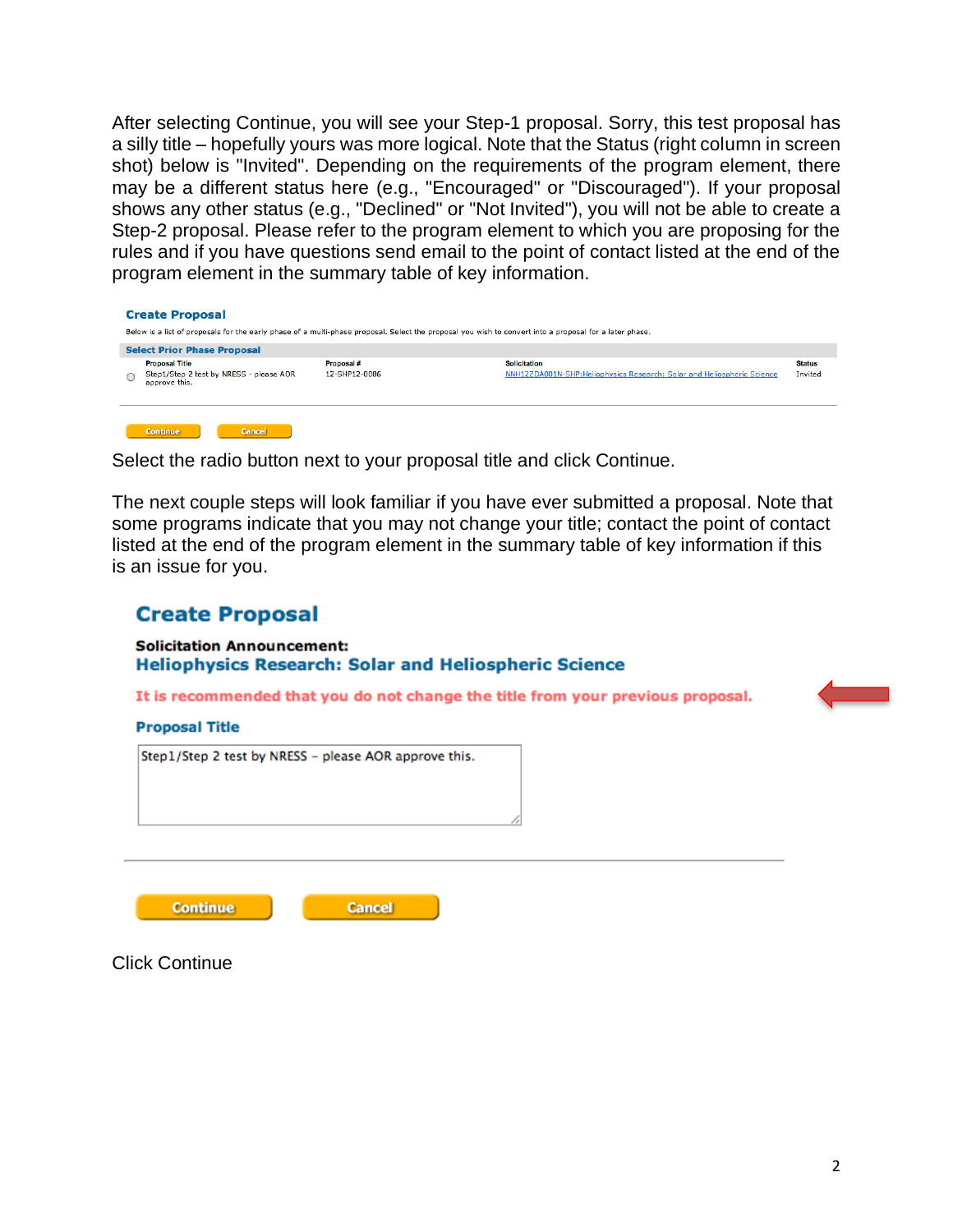After selecting Continue, you will see your Step-1 proposal. Sorry, this test proposal has a silly title – hopefully yours was more logical. Note that the Status (right column in screen shot) below is "Invited". Depending on the requirements of the program element, there may be a different status here (e.g., "Encouraged" or "Discouraged"). If your proposal shows any other status (e.g., "Declined" or "Not Invited"), you will not be able to create a Step-2 proposal. Please refer to the program element to which you are proposing for the rules and if you have questions send email to the point of contact listed at the end of the program element in the summary table of key information.

**Create Proposal**

Below is a list of proposals for the early phase of a multi-phase proposal. Select the proposal you wish to convert into a proposal for a later phase.

**Select Prior Phase Proposal**

| | Proposal Title | Proposal # | Solicitation | Status |
|---|---|---|---|---|
| ○ | Step1/Step 2 test by NRESS - please AOR approve this. | 12-SHP12-0086 | NNH12ZDA001N-SHP:Heliophysics Research: Solar and Heliospheric Science | Invited |

Continue Cancel

Select the radio button next to your proposal title and click Continue.

The next couple steps will look familiar if you have ever submitted a proposal. Note that some programs indicate that you may not change your title; contact the point of contact listed at the end of the program element in the summary table of key information if this is an issue for you.

**Create Proposal**

**Solicitation Announcement:**
**Heliophysics Research: Solar and Heliospheric Science**

**It is recommended that you do not change the title from your previous proposal.**

**Proposal Title**

Step1/Step 2 test by NRESS – please AOR approve this.

Continue Cancel

Click Continue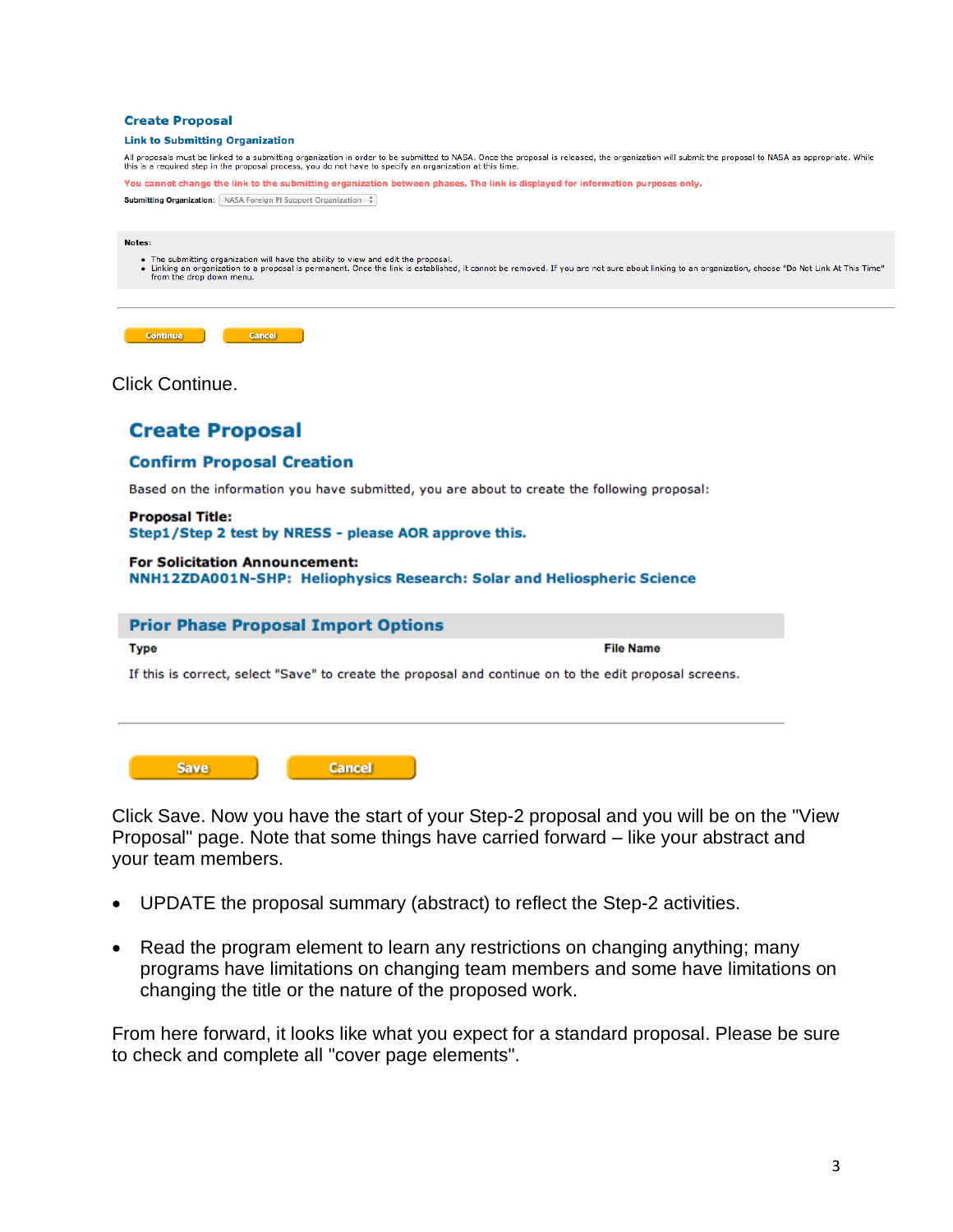**Create Proposal**

**Link to Submitting Organization**

All proposals must be linked to a submitting organization in order to be submitted to NASA. Once the proposal is released, the organization will submit the proposal to NASA as appropriate. While this is a required step in the proposal process, you do not have to specify an organization at this time.

**You cannot change the link to the submitting organization between phases. The link is displayed for information purposes only.**

**Submitting Organization:** NASA Foreign PI Support Organization

**Notes:**

- The submitting organization will have the ability to view and edit the proposal.
- Linking an organization to a proposal is permanent. Once the link is established, it cannot be removed. If you are not sure about linking to an organization, choose "Do Not Link At This Time" from the drop down menu.

Continue | Cancel

Click Continue.

## Create Proposal

### Confirm Proposal Creation

Based on the information you have submitted, you are about to create the following proposal:

**Proposal Title:**
Step1/Step 2 test by NRESS - please AOR approve this.

**For Solicitation Announcement:**
NNH12ZDA001N-SHP: Heliophysics Research: Solar and Heliospheric Science

**Prior Phase Proposal Import Options**

| Type | File Name |
| --- | --- |

If this is correct, select "Save" to create the proposal and continue on to the edit proposal screens.

Save | Cancel

Click Save. Now you have the start of your Step-2 proposal and you will be on the "View Proposal" page. Note that some things have carried forward – like your abstract and your team members.

- UPDATE the proposal summary (abstract) to reflect the Step-2 activities.
- Read the program element to learn any restrictions on changing anything; many programs have limitations on changing team members and some have limitations on changing the title or the nature of the proposed work.

From here forward, it looks like what you expect for a standard proposal. Please be sure to check and complete all "cover page elements".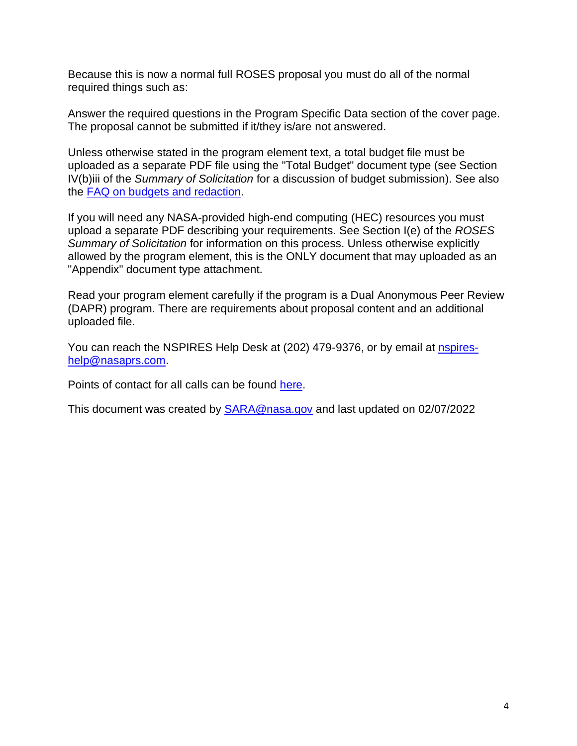Because this is now a normal full ROSES proposal you must do all of the normal required things such as:

Answer the required questions in the Program Specific Data section of the cover page. The proposal cannot be submitted if it/they is/are not answered.

Unless otherwise stated in the program element text, a total budget file must be uploaded as a separate PDF file using the "Total Budget" document type (see Section IV(b)iii of the *Summary of Solicitation* for a discussion of budget submission). See also the FAQ on budgets and redaction.

If you will need any NASA-provided high-end computing (HEC) resources you must upload a separate PDF describing your requirements. See Section I(e) of the *ROSES Summary of Solicitation* for information on this process. Unless otherwise explicitly allowed by the program element, this is the ONLY document that may uploaded as an "Appendix" document type attachment.

Read your program element carefully if the program is a Dual Anonymous Peer Review (DAPR) program. There are requirements about proposal content and an additional uploaded file.

You can reach the NSPIRES Help Desk at (202) 479-9376, or by email at nspires-help@nasaprs.com.

Points of contact for all calls can be found here.

This document was created by SARA@nasa.gov and last updated on 02/07/2022